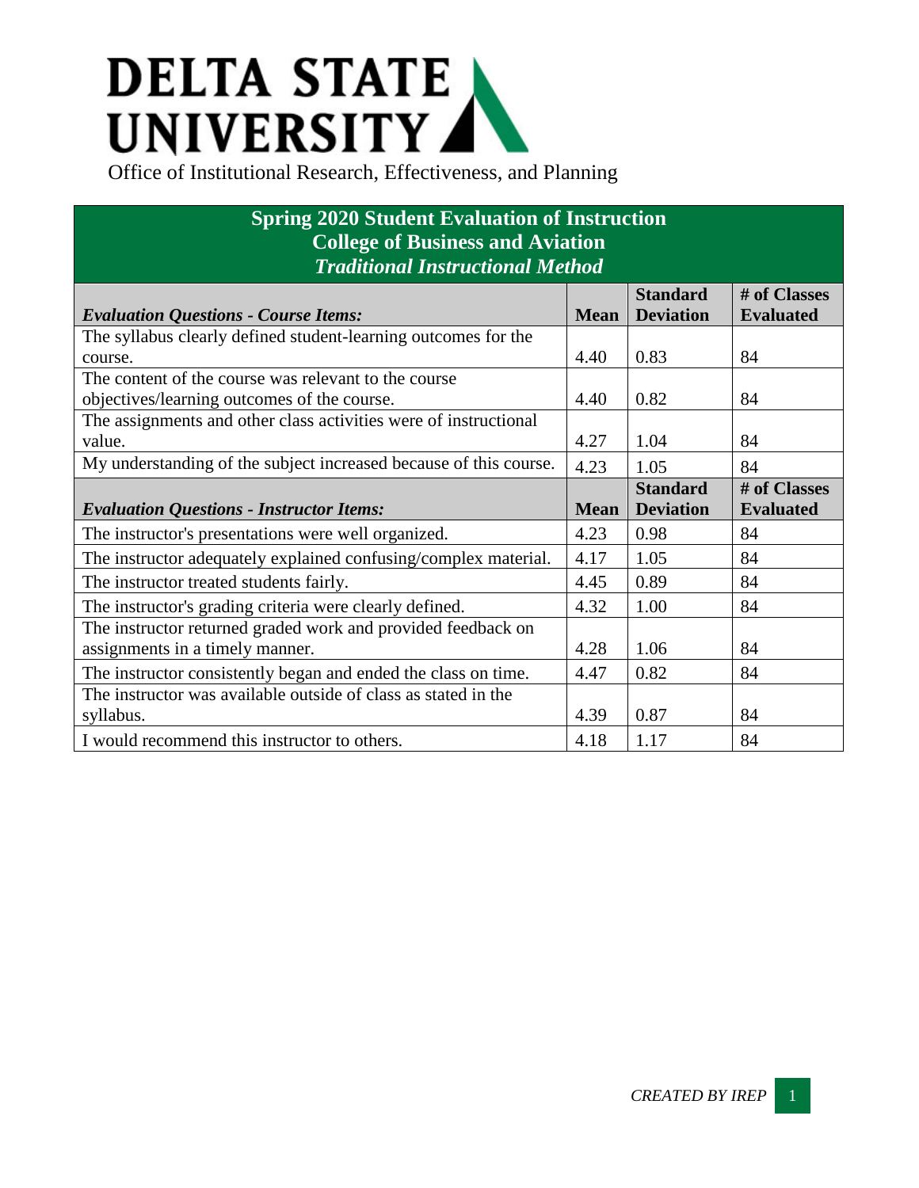# DELTA STATE UNIVERSITY

Office of Institutional Research, Effectiveness, and Planning

## Spring 2020 Student Evaluation of Instruction
## College of Business and Aviation
### *Traditional Instructional Method*

| *Evaluation Questions - Course Items:* | Mean | Standard Deviation | # of Classes Evaluated |
|---|---|---|---|
| The syllabus clearly defined student-learning outcomes for the course. | 4.40 | 0.83 | 84 |
| The content of the course was relevant to the course objectives/learning outcomes of the course. | 4.40 | 0.82 | 84 |
| The assignments and other class activities were of instructional value. | 4.27 | 1.04 | 84 |
| My understanding of the subject increased because of this course. | 4.23 | 1.05 | 84 |
| ***Evaluation Questions - Instructor Items:*** | **Mean** | **Standard Deviation** | **# of Classes Evaluated** |
| The instructor's presentations were well organized. | 4.23 | 0.98 | 84 |
| The instructor adequately explained confusing/complex material. | 4.17 | 1.05 | 84 |
| The instructor treated students fairly. | 4.45 | 0.89 | 84 |
| The instructor's grading criteria were clearly defined. | 4.32 | 1.00 | 84 |
| The instructor returned graded work and provided feedback on assignments in a timely manner. | 4.28 | 1.06 | 84 |
| The instructor consistently began and ended the class on time. | 4.47 | 0.82 | 84 |
| The instructor was available outside of class as stated in the syllabus. | 4.39 | 0.87 | 84 |
| I would recommend this instructor to others. | 4.18 | 1.17 | 84 |

*CREATED BY IREP*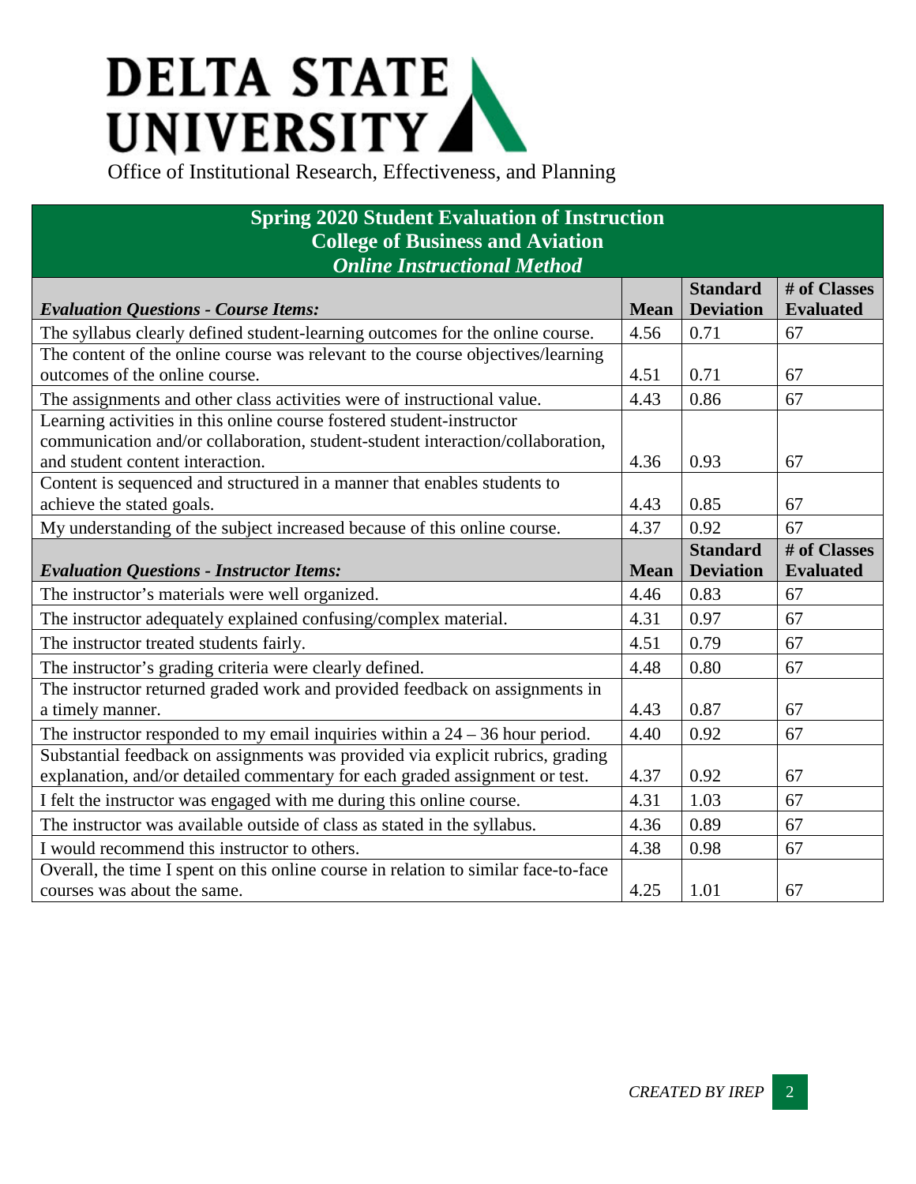# DELTA STATE UNIVERSITY

Office of Institutional Research, Effectiveness, and Planning

## Spring 2020 Student Evaluation of Instruction
## College of Business and Aviation
### *Online Instructional Method*

| *Evaluation Questions - Course Items:* | Mean | Standard Deviation | # of Classes Evaluated |
|---|---|---|---|
| The syllabus clearly defined student-learning outcomes for the online course. | 4.56 | 0.71 | 67 |
| The content of the online course was relevant to the course objectives/learning outcomes of the online course. | 4.51 | 0.71 | 67 |
| The assignments and other class activities were of instructional value. | 4.43 | 0.86 | 67 |
| Learning activities in this online course fostered student-instructor communication and/or collaboration, student-student interaction/collaboration, and student content interaction. | 4.36 | 0.93 | 67 |
| Content is sequenced and structured in a manner that enables students to achieve the stated goals. | 4.43 | 0.85 | 67 |
| My understanding of the subject increased because of this online course. | 4.37 | 0.92 | 67 |
| ***Evaluation Questions - Instructor Items:*** | **Mean** | **Standard Deviation** | **# of Classes Evaluated** |
| The instructor's materials were well organized. | 4.46 | 0.83 | 67 |
| The instructor adequately explained confusing/complex material. | 4.31 | 0.97 | 67 |
| The instructor treated students fairly. | 4.51 | 0.79 | 67 |
| The instructor's grading criteria were clearly defined. | 4.48 | 0.80 | 67 |
| The instructor returned graded work and provided feedback on assignments in a timely manner. | 4.43 | 0.87 | 67 |
| The instructor responded to my email inquiries within a 24 – 36 hour period. | 4.40 | 0.92 | 67 |
| Substantial feedback on assignments was provided via explicit rubrics, grading explanation, and/or detailed commentary for each graded assignment or test. | 4.37 | 0.92 | 67 |
| I felt the instructor was engaged with me during this online course. | 4.31 | 1.03 | 67 |
| The instructor was available outside of class as stated in the syllabus. | 4.36 | 0.89 | 67 |
| I would recommend this instructor to others. | 4.38 | 0.98 | 67 |
| Overall, the time I spent on this online course in relation to similar face-to-face courses was about the same. | 4.25 | 1.01 | 67 |

*CREATED BY IREP*